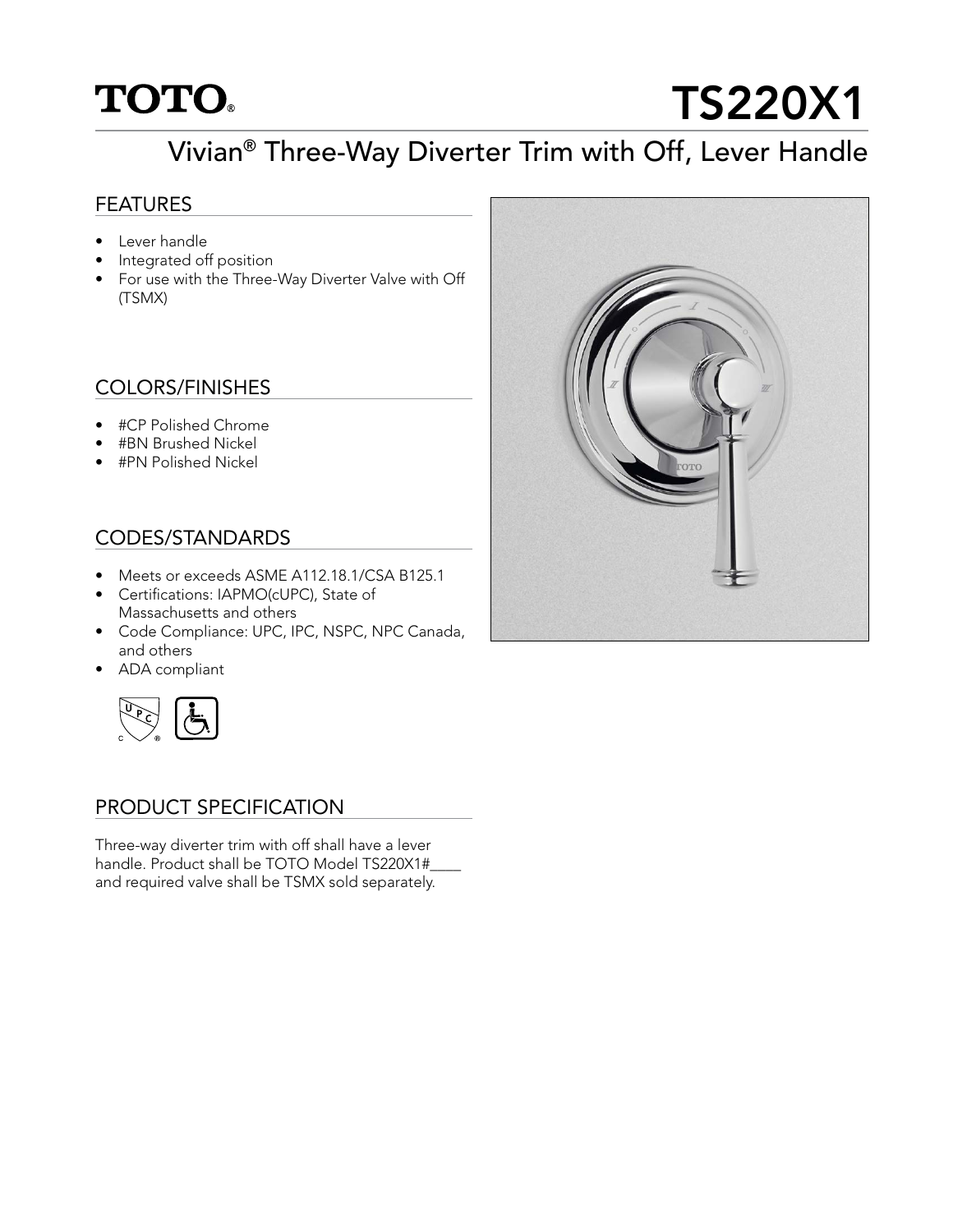# TOTO® TS220X1

## Vivian® Three-Way Diverter Trim with Off, Lever Handle

### FEATURES

- Lever handle
- Integrated off position
- For use with the Three-Way Diverter Valve with Off (TSMX)

### COLORS/FINISHES

- #CP Polished Chrome
- #BN Brushed Nickel
- #PN Polished Nickel

### CODES/STANDARDS

- Meets or exceeds ASME A112.18.1/CSA B125.1
- Certifications: IAPMO(cUPC), State of Massachusetts and others
- Code Compliance: UPC, IPC, NSPC, NPC Canada, and others
- ADA compliant

### PRODUCT SPECIFICATION

Three-way diverter trim with off shall have a lever handle. Product shall be TOTO Model TS220X1#____ and required valve shall be TSMX sold separately.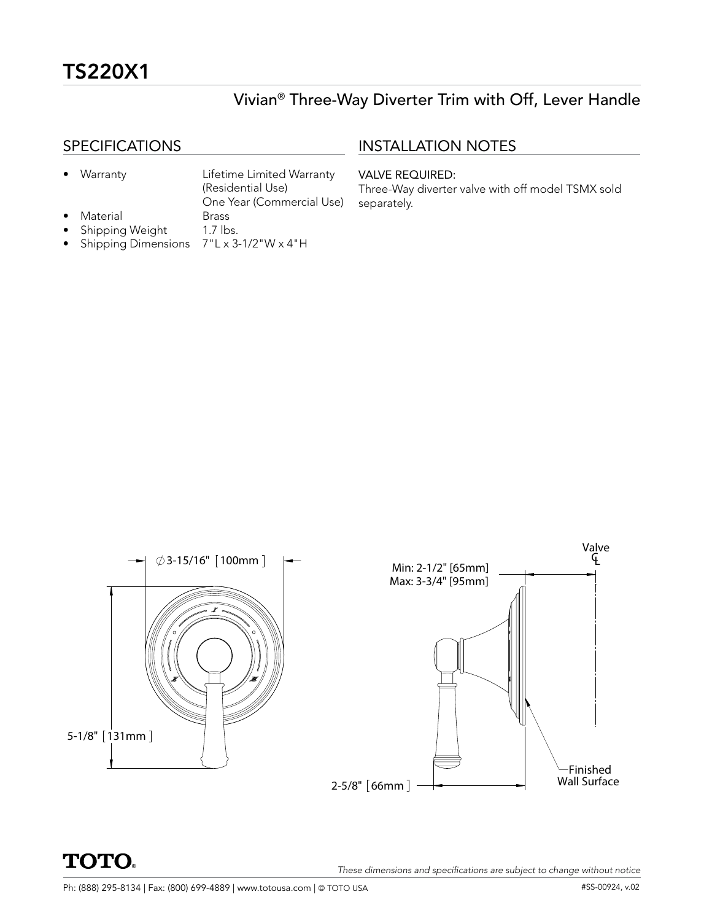# TS220X1

## Vivian® Three-Way Diverter Trim with Off, Lever Handle

## SPECIFICATIONS

- Warranty: Lifetime Limited Warranty (Residential Use) One Year (Commercial Use)
- Material: Brass
- Shipping Weight: 1.7 lbs.
- Shipping Dimensions: 7"L x 3-1/2"W x 4"H

## INSTALLATION NOTES

VALVE REQUIRED:
Three-Way diverter valve with off model TSMX sold separately.

∅3-15/16" [100mm]

5-1/8" [131mm]

Valve ℄

Min: 2-1/2" [65mm]
Max: 3-3/4" [95mm]

Finished Wall Surface

2-5/8" [66mm]

*These dimensions and specifications are subject to change without notice*

Ph: (888) 295-8134 | Fax: (800) 699-4889 | www.totousa.com | © TOTO USA

#SS-00924, v.02